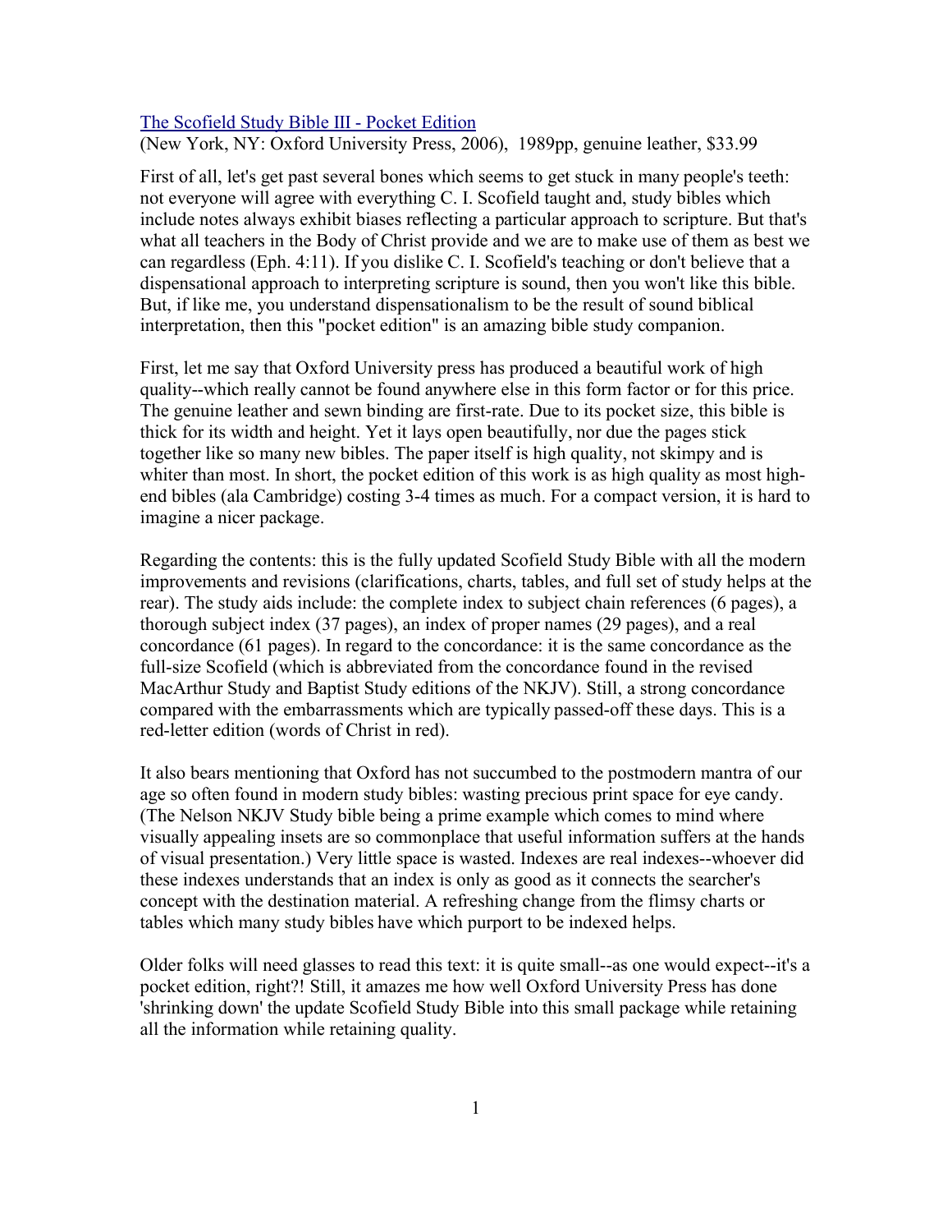[The Scofield Study Bible III - Pocket Edition](#)
(New York, NY: Oxford University Press, 2006), 1989pp, genuine leather, $33.99

First of all, let's get past several bones which seems to get stuck in many people's teeth: not everyone will agree with everything C. I. Scofield taught and, study bibles which include notes always exhibit biases reflecting a particular approach to scripture. But that's what all teachers in the Body of Christ provide and we are to make use of them as best we can regardless (Eph. 4:11). If you dislike C. I. Scofield's teaching or don't believe that a dispensational approach to interpreting scripture is sound, then you won't like this bible. But, if like me, you understand dispensationalism to be the result of sound biblical interpretation, then this "pocket edition" is an amazing bible study companion.

First, let me say that Oxford University press has produced a beautiful work of high quality--which really cannot be found anywhere else in this form factor or for this price. The genuine leather and sewn binding are first-rate. Due to its pocket size, this bible is thick for its width and height. Yet it lays open beautifully, nor due the pages stick together like so many new bibles. The paper itself is high quality, not skimpy and is whiter than most. In short, the pocket edition of this work is as high quality as most high-end bibles (ala Cambridge) costing 3-4 times as much. For a compact version, it is hard to imagine a nicer package.

Regarding the contents: this is the fully updated Scofield Study Bible with all the modern improvements and revisions (clarifications, charts, tables, and full set of study helps at the rear). The study aids include: the complete index to subject chain references (6 pages), a thorough subject index (37 pages), an index of proper names (29 pages), and a real concordance (61 pages). In regard to the concordance: it is the same concordance as the full-size Scofield (which is abbreviated from the concordance found in the revised MacArthur Study and Baptist Study editions of the NKJV). Still, a strong concordance compared with the embarrassments which are typically passed-off these days. This is a red-letter edition (words of Christ in red).

It also bears mentioning that Oxford has not succumbed to the postmodern mantra of our age so often found in modern study bibles: wasting precious print space for eye candy. (The Nelson NKJV Study bible being a prime example which comes to mind where visually appealing insets are so commonplace that useful information suffers at the hands of visual presentation.) Very little space is wasted. Indexes are real indexes--whoever did these indexes understands that an index is only as good as it connects the searcher's concept with the destination material. A refreshing change from the flimsy charts or tables which many study bibles have which purport to be indexed helps.

Older folks will need glasses to read this text: it is quite small--as one would expect--it's a pocket edition, right?! Still, it amazes me how well Oxford University Press has done 'shrinking down' the update Scofield Study Bible into this small package while retaining all the information while retaining quality.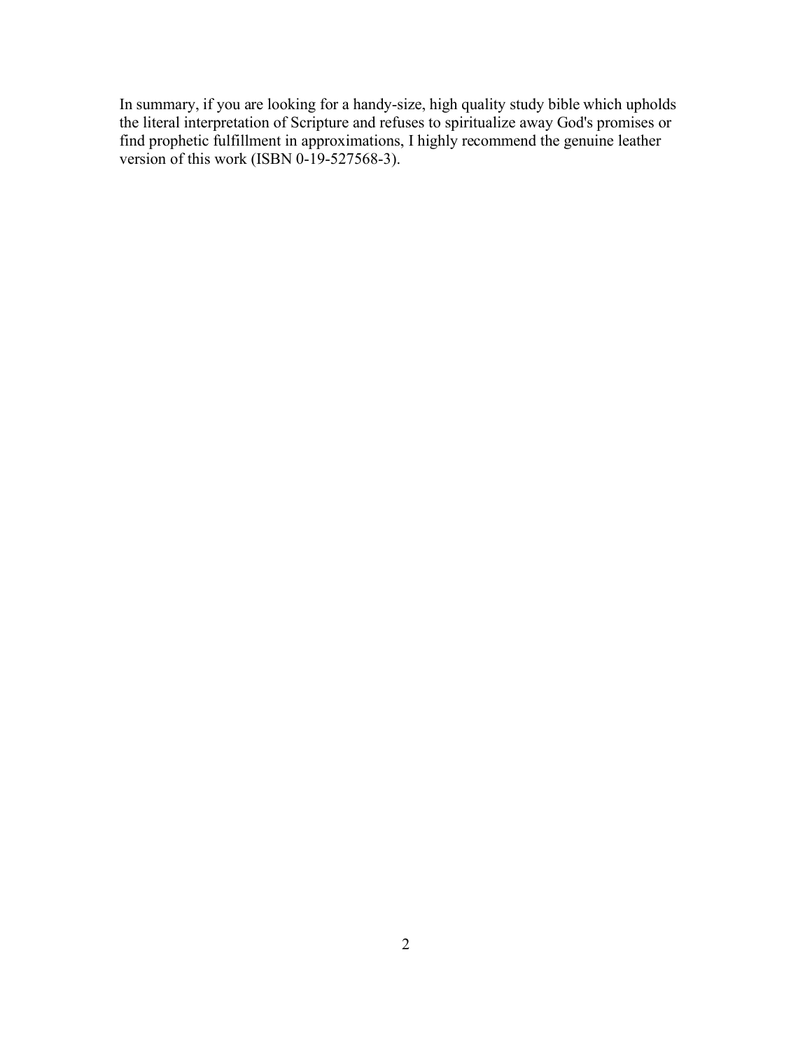In summary, if you are looking for a handy-size, high quality study bible which upholds the literal interpretation of Scripture and refuses to spiritualize away God's promises or find prophetic fulfillment in approximations, I highly recommend the genuine leather version of this work (ISBN 0-19-527568-3).